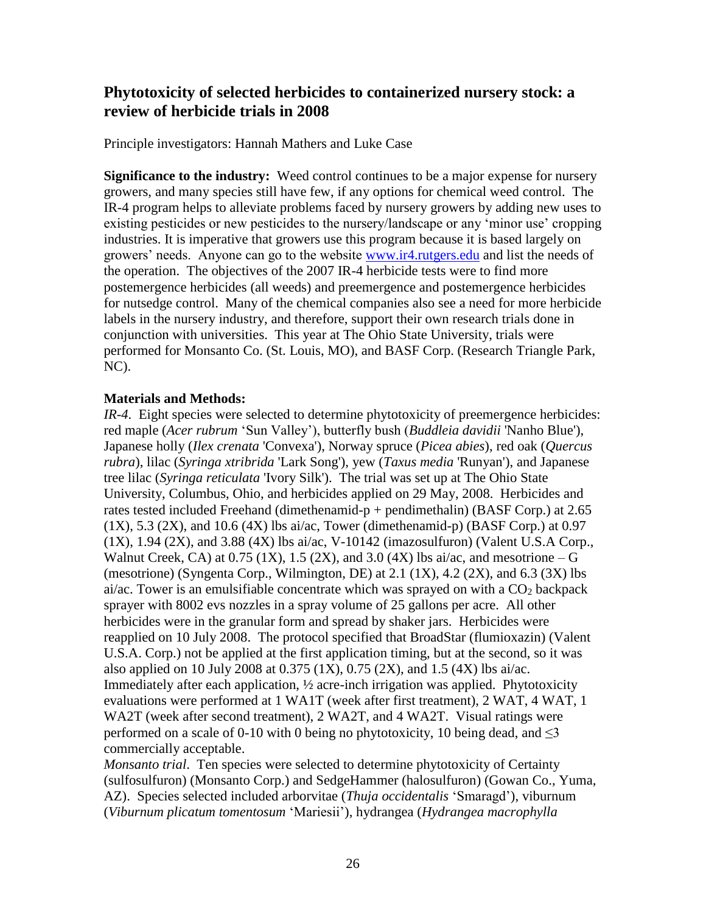## Phytotoxicity of selected herbicides to containerized nursery stock: a review of herbicide trials in 2008

Principle investigators: Hannah Mathers and Luke Case

**Significance to the industry:** Weed control continues to be a major expense for nursery growers, and many species still have few, if any options for chemical weed control. The IR-4 program helps to alleviate problems faced by nursery growers by adding new uses to existing pesticides or new pesticides to the nursery/landscape or any 'minor use' cropping industries. It is imperative that growers use this program because it is based largely on growers' needs. Anyone can go to the website www.ir4.rutgers.edu and list the needs of the operation. The objectives of the 2007 IR-4 herbicide tests were to find more postemergence herbicides (all weeds) and preemergence and postemergence herbicides for nutsedge control. Many of the chemical companies also see a need for more herbicide labels in the nursery industry, and therefore, support their own research trials done in conjunction with universities. This year at The Ohio State University, trials were performed for Monsanto Co. (St. Louis, MO), and BASF Corp. (Research Triangle Park, NC).

**Materials and Methods:**

*IR-4*. Eight species were selected to determine phytotoxicity of preemergence herbicides: red maple (*Acer rubrum* 'Sun Valley'), butterfly bush (*Buddleia davidii* 'Nanho Blue'), Japanese holly (*Ilex crenata* 'Convexa'), Norway spruce (*Picea abies*), red oak (*Quercus rubra*), lilac (*Syringa xtribrida* 'Lark Song'), yew (*Taxus media* 'Runyan'), and Japanese tree lilac (*Syringa reticulata* 'Ivory Silk'). The trial was set up at The Ohio State University, Columbus, Ohio, and herbicides applied on 29 May, 2008. Herbicides and rates tested included Freehand (dimethenamid-p + pendimethalin) (BASF Corp.) at 2.65 (1X), 5.3 (2X), and 10.6 (4X) lbs ai/ac, Tower (dimethenamid-p) (BASF Corp.) at 0.97 (1X), 1.94 (2X), and 3.88 (4X) lbs ai/ac, V-10142 (imazosulfuron) (Valent U.S.A Corp., Walnut Creek, CA) at 0.75 (1X), 1.5 (2X), and 3.0 (4X) lbs ai/ac, and mesotrione – G (mesotrione) (Syngenta Corp., Wilmington, DE) at 2.1 (1X), 4.2 (2X), and 6.3 (3X) lbs ai/ac. Tower is an emulsifiable concentrate which was sprayed on with a $CO_2$ backpack sprayer with 8002 evs nozzles in a spray volume of 25 gallons per acre. All other herbicides were in the granular form and spread by shaker jars. Herbicides were reapplied on 10 July 2008. The protocol specified that BroadStar (flumioxazin) (Valent U.S.A. Corp.) not be applied at the first application timing, but at the second, so it was also applied on 10 July 2008 at 0.375 (1X), 0.75 (2X), and 1.5 (4X) lbs ai/ac. Immediately after each application, ½ acre-inch irrigation was applied. Phytotoxicity evaluations were performed at 1 WA1T (week after first treatment), 2 WAT, 4 WAT, 1 WA2T (week after second treatment), 2 WA2T, and 4 WA2T. Visual ratings were performed on a scale of 0-10 with 0 being no phytotoxicity, 10 being dead, and $\leq 3$ commercially acceptable.

*Monsanto trial*. Ten species were selected to determine phytotoxicity of Certainty (sulfosulfuron) (Monsanto Corp.) and SedgeHammer (halosulfuron) (Gowan Co., Yuma, AZ). Species selected included arborvitae (*Thuja occidentalis* 'Smaragd'), viburnum (*Viburnum plicatum tomentosum* 'Mariesii'), hydrangea (*Hydrangea macrophylla*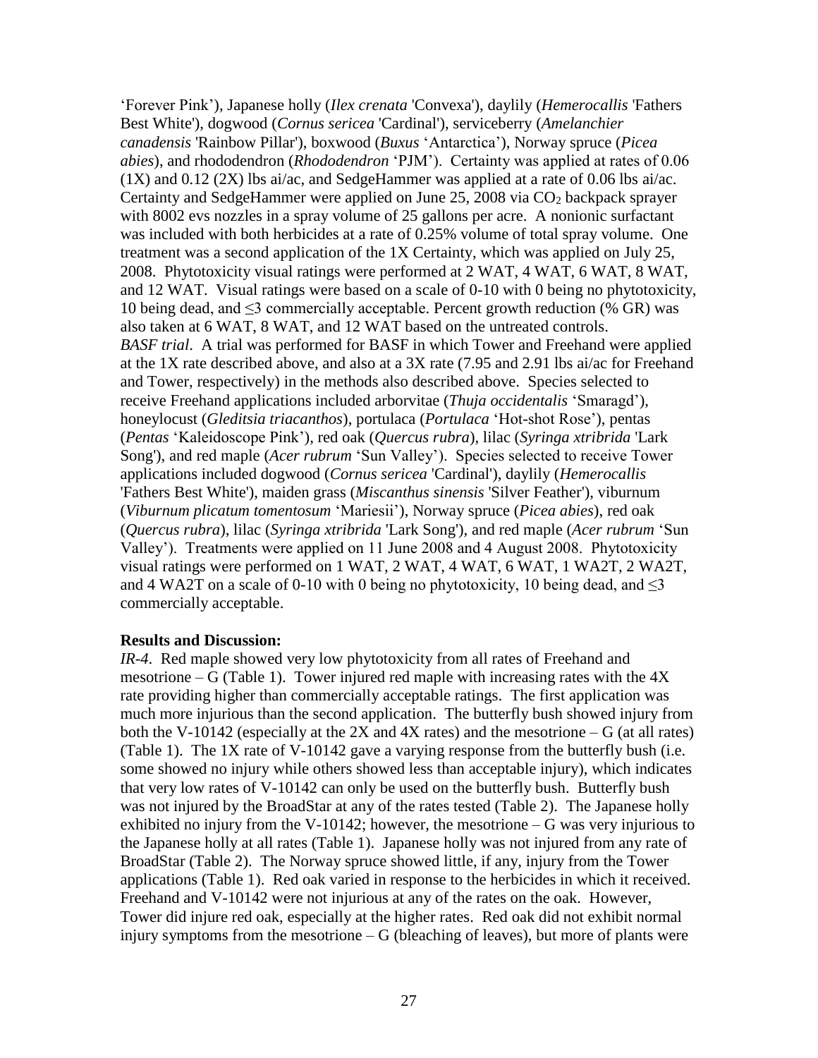‘Forever Pink’), Japanese holly (*Ilex crenata* 'Convexa'), daylily (*Hemerocallis* 'Fathers Best White'), dogwood (*Cornus sericea* 'Cardinal'), serviceberry (*Amelanchier canadensis* 'Rainbow Pillar'), boxwood (*Buxus* ‘Antarctica’), Norway spruce (*Picea abies*), and rhododendron (*Rhododendron* ‘PJM’). Certainty was applied at rates of 0.06 (1X) and 0.12 (2X) lbs ai/ac, and SedgeHammer was applied at a rate of 0.06 lbs ai/ac. Certainty and SedgeHammer were applied on June 25, 2008 via $CO_2$ backpack sprayer with 8002 evs nozzles in a spray volume of 25 gallons per acre. A nonionic surfactant was included with both herbicides at a rate of 0.25% volume of total spray volume. One treatment was a second application of the 1X Certainty, which was applied on July 25, 2008. Phytotoxicity visual ratings were performed at 2 WAT, 4 WAT, 6 WAT, 8 WAT, and 12 WAT. Visual ratings were based on a scale of 0-10 with 0 being no phytotoxicity, 10 being dead, and ≤3 commercially acceptable. Percent growth reduction (% GR) was also taken at 6 WAT, 8 WAT, and 12 WAT based on the untreated controls.

*BASF trial*. A trial was performed for BASF in which Tower and Freehand were applied at the 1X rate described above, and also at a 3X rate (7.95 and 2.91 lbs ai/ac for Freehand and Tower, respectively) in the methods also described above. Species selected to receive Freehand applications included arborvitae (*Thuja occidentalis* ‘Smaragd’), honeylocust (*Gleditsia triacanthos*), portulaca (*Portulaca* ‘Hot-shot Rose’), pentas (*Pentas* ‘Kaleidoscope Pink’), red oak (*Quercus rubra*), lilac (*Syringa xtribrida* 'Lark Song'), and red maple (*Acer rubrum* ‘Sun Valley’). Species selected to receive Tower applications included dogwood (*Cornus sericea* 'Cardinal'), daylily (*Hemerocallis* 'Fathers Best White'), maiden grass (*Miscanthus sinensis* 'Silver Feather'), viburnum (*Viburnum plicatum tomentosum* ‘Mariesii’), Norway spruce (*Picea abies*), red oak (*Quercus rubra*), lilac (*Syringa xtribrida* 'Lark Song'), and red maple (*Acer rubrum* ‘Sun Valley’). Treatments were applied on 11 June 2008 and 4 August 2008. Phytotoxicity visual ratings were performed on 1 WAT, 2 WAT, 4 WAT, 6 WAT, 1 WA2T, 2 WA2T, and 4 WA2T on a scale of 0-10 with 0 being no phytotoxicity, 10 being dead, and ≤3 commercially acceptable.

**Results and Discussion:**

*IR-4*. Red maple showed very low phytotoxicity from all rates of Freehand and mesotrione – G (Table 1). Tower injured red maple with increasing rates with the 4X rate providing higher than commercially acceptable ratings. The first application was much more injurious than the second application. The butterfly bush showed injury from both the V-10142 (especially at the 2X and 4X rates) and the mesotrione – G (at all rates) (Table 1). The 1X rate of V-10142 gave a varying response from the butterfly bush (i.e. some showed no injury while others showed less than acceptable injury), which indicates that very low rates of V-10142 can only be used on the butterfly bush. Butterfly bush was not injured by the BroadStar at any of the rates tested (Table 2). The Japanese holly exhibited no injury from the V-10142; however, the mesotrione – G was very injurious to the Japanese holly at all rates (Table 1). Japanese holly was not injured from any rate of BroadStar (Table 2). The Norway spruce showed little, if any, injury from the Tower applications (Table 1). Red oak varied in response to the herbicides in which it received. Freehand and V-10142 were not injurious at any of the rates on the oak. However, Tower did injure red oak, especially at the higher rates. Red oak did not exhibit normal injury symptoms from the mesotrione – G (bleaching of leaves), but more of plants were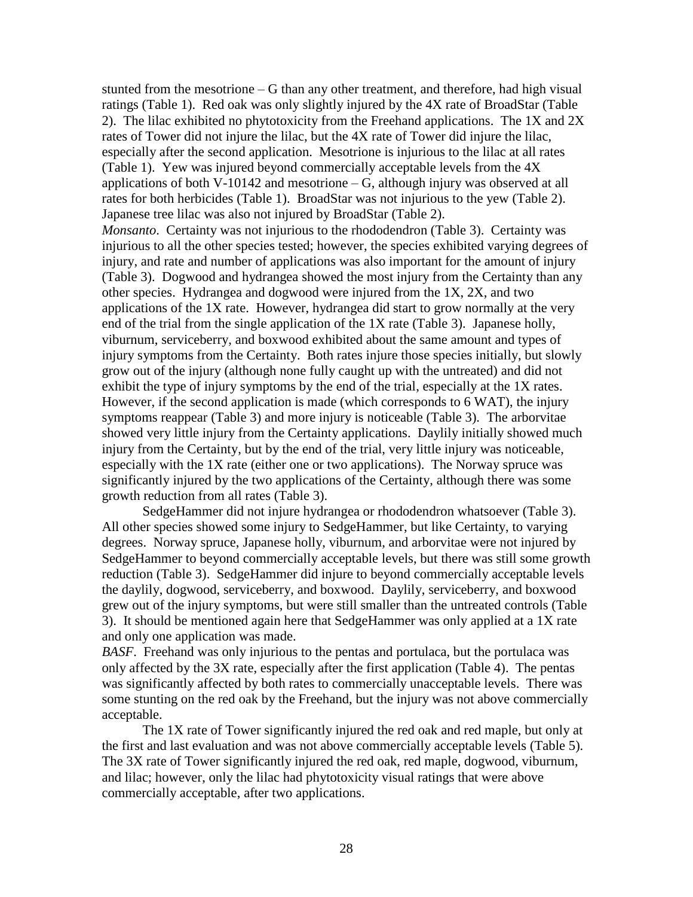stunted from the mesotrione – G than any other treatment, and therefore, had high visual ratings (Table 1). Red oak was only slightly injured by the 4X rate of BroadStar (Table 2). The lilac exhibited no phytotoxicity from the Freehand applications. The 1X and 2X rates of Tower did not injure the lilac, but the 4X rate of Tower did injure the lilac, especially after the second application. Mesotrione is injurious to the lilac at all rates (Table 1). Yew was injured beyond commercially acceptable levels from the 4X applications of both V-10142 and mesotrione – G, although injury was observed at all rates for both herbicides (Table 1). BroadStar was not injurious to the yew (Table 2). Japanese tree lilac was also not injured by BroadStar (Table 2).

*Monsanto*. Certainty was not injurious to the rhododendron (Table 3). Certainty was injurious to all the other species tested; however, the species exhibited varying degrees of injury, and rate and number of applications was also important for the amount of injury (Table 3). Dogwood and hydrangea showed the most injury from the Certainty than any other species. Hydrangea and dogwood were injured from the 1X, 2X, and two applications of the 1X rate. However, hydrangea did start to grow normally at the very end of the trial from the single application of the 1X rate (Table 3). Japanese holly, viburnum, serviceberry, and boxwood exhibited about the same amount and types of injury symptoms from the Certainty. Both rates injure those species initially, but slowly grow out of the injury (although none fully caught up with the untreated) and did not exhibit the type of injury symptoms by the end of the trial, especially at the 1X rates. However, if the second application is made (which corresponds to 6 WAT), the injury symptoms reappear (Table 3) and more injury is noticeable (Table 3). The arborvitae showed very little injury from the Certainty applications. Daylily initially showed much injury from the Certainty, but by the end of the trial, very little injury was noticeable, especially with the 1X rate (either one or two applications). The Norway spruce was significantly injured by the two applications of the Certainty, although there was some growth reduction from all rates (Table 3).

SedgeHammer did not injure hydrangea or rhododendron whatsoever (Table 3). All other species showed some injury to SedgeHammer, but like Certainty, to varying degrees. Norway spruce, Japanese holly, viburnum, and arborvitae were not injured by SedgeHammer to beyond commercially acceptable levels, but there was still some growth reduction (Table 3). SedgeHammer did injure to beyond commercially acceptable levels the daylily, dogwood, serviceberry, and boxwood. Daylily, serviceberry, and boxwood grew out of the injury symptoms, but were still smaller than the untreated controls (Table 3). It should be mentioned again here that SedgeHammer was only applied at a 1X rate and only one application was made.

*BASF*. Freehand was only injurious to the pentas and portulaca, but the portulaca was only affected by the 3X rate, especially after the first application (Table 4). The pentas was significantly affected by both rates to commercially unacceptable levels. There was some stunting on the red oak by the Freehand, but the injury was not above commercially acceptable.

The 1X rate of Tower significantly injured the red oak and red maple, but only at the first and last evaluation and was not above commercially acceptable levels (Table 5). The 3X rate of Tower significantly injured the red oak, red maple, dogwood, viburnum, and lilac; however, only the lilac had phytotoxicity visual ratings that were above commercially acceptable, after two applications.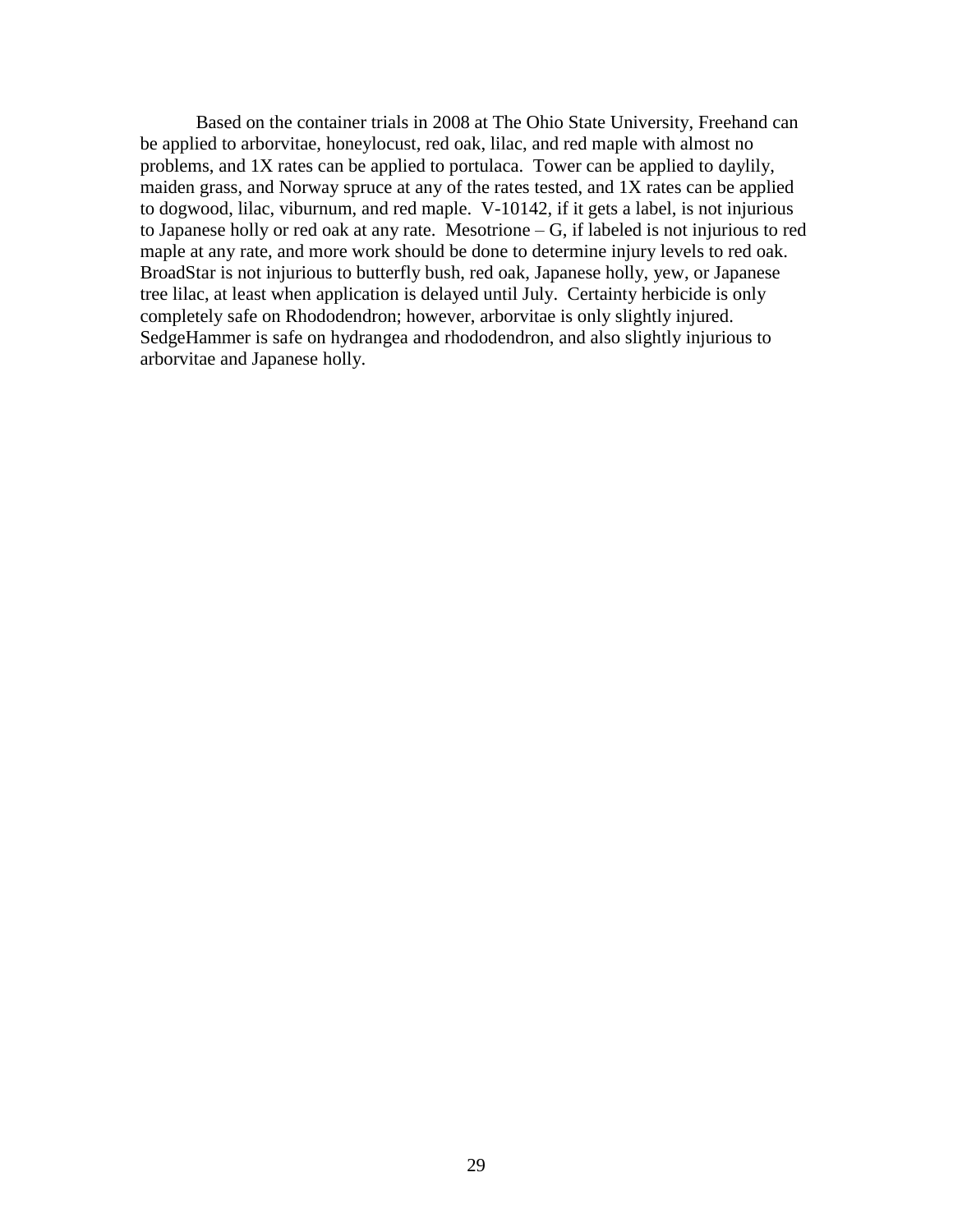Based on the container trials in 2008 at The Ohio State University, Freehand can be applied to arborvitae, honeylocust, red oak, lilac, and red maple with almost no problems, and 1X rates can be applied to portulaca. Tower can be applied to daylily, maiden grass, and Norway spruce at any of the rates tested, and 1X rates can be applied to dogwood, lilac, viburnum, and red maple. V-10142, if it gets a label, is not injurious to Japanese holly or red oak at any rate. Mesotrione – G, if labeled is not injurious to red maple at any rate, and more work should be done to determine injury levels to red oak. BroadStar is not injurious to butterfly bush, red oak, Japanese holly, yew, or Japanese tree lilac, at least when application is delayed until July. Certainty herbicide is only completely safe on Rhododendron; however, arborvitae is only slightly injured. SedgeHammer is safe on hydrangea and rhododendron, and also slightly injurious to arborvitae and Japanese holly.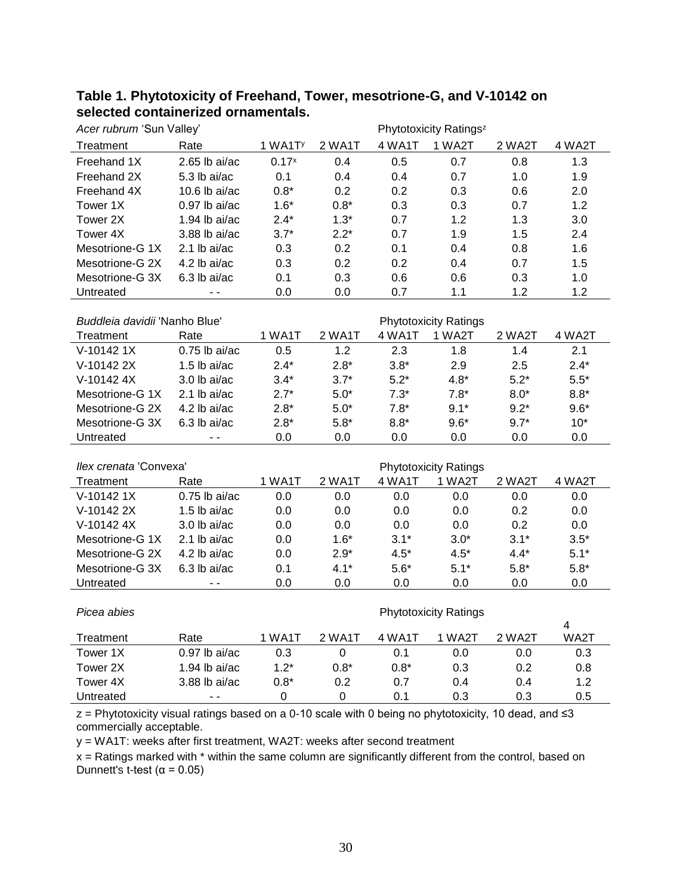**Table 1. Phytotoxicity of Freehand, Tower, mesotrione-G, and V-10142 on selected containerized ornamentals.**

*Acer rubrum* 'Sun Valley'

| | | Phytotoxicity Ratings[z] | | | | | |
|---|---|---|---|---|---|---|---|
| Treatment | Rate | 1 WA1T[y] | 2 WA1T | 4 WA1T | 1 WA2T | 2 WA2T | 4 WA2T |
| Freehand 1X | 2.65 lb ai/ac | 0.17[x] | 0.4 | 0.5 | 0.7 | 0.8 | 1.3 |
| Freehand 2X | 5.3 lb ai/ac | 0.1 | 0.4 | 0.4 | 0.7 | 1.0 | 1.9 |
| Freehand 4X | 10.6 lb ai/ac | 0.8* | 0.2 | 0.2 | 0.3 | 0.6 | 2.0 |
| Tower 1X | 0.97 lb ai/ac | 1.6* | 0.8* | 0.3 | 0.3 | 0.7 | 1.2 |
| Tower 2X | 1.94 lb ai/ac | 2.4* | 1.3* | 0.7 | 1.2 | 1.3 | 3.0 |
| Tower 4X | 3.88 lb ai/ac | 3.7* | 2.2* | 0.7 | 1.9 | 1.5 | 2.4 |
| Mesotrione-G 1X | 2.1 lb ai/ac | 0.3 | 0.2 | 0.1 | 0.4 | 0.8 | 1.6 |
| Mesotrione-G 2X | 4.2 lb ai/ac | 0.3 | 0.2 | 0.2 | 0.4 | 0.7 | 1.5 |
| Mesotrione-G 3X | 6.3 lb ai/ac | 0.1 | 0.3 | 0.6 | 0.6 | 0.3 | 1.0 |
| Untreated | - - | 0.0 | 0.0 | 0.7 | 1.1 | 1.2 | 1.2 |

*Buddleia davidii* 'Nanho Blue'

| | | Phytotoxicity Ratings | | | | | |
|---|---|---|---|---|---|---|---|
| Treatment | Rate | 1 WA1T | 2 WA1T | 4 WA1T | 1 WA2T | 2 WA2T | 4 WA2T |
| V-10142 1X | 0.75 lb ai/ac | 0.5 | 1.2 | 2.3 | 1.8 | 1.4 | 2.1 |
| V-10142 2X | 1.5 lb ai/ac | 2.4* | 2.8* | 3.8* | 2.9 | 2.5 | 2.4* |
| V-10142 4X | 3.0 lb ai/ac | 3.4* | 3.7* | 5.2* | 4.8* | 5.2* | 5.5* |
| Mesotrione-G 1X | 2.1 lb ai/ac | 2.7* | 5.0* | 7.3* | 7.8* | 8.0* | 8.8* |
| Mesotrione-G 2X | 4.2 lb ai/ac | 2.8* | 5.0* | 7.8* | 9.1* | 9.2* | 9.6* |
| Mesotrione-G 3X | 6.3 lb ai/ac | 2.8* | 5.8* | 8.8* | 9.6* | 9.7* | 10* |
| Untreated | - - | 0.0 | 0.0 | 0.0 | 0.0 | 0.0 | 0.0 |

*Ilex crenata* 'Convexa'

| | | Phytotoxicity Ratings | | | | | |
|---|---|---|---|---|---|---|---|
| Treatment | Rate | 1 WA1T | 2 WA1T | 4 WA1T | 1 WA2T | 2 WA2T | 4 WA2T |
| V-10142 1X | 0.75 lb ai/ac | 0.0 | 0.0 | 0.0 | 0.0 | 0.0 | 0.0 |
| V-10142 2X | 1.5 lb ai/ac | 0.0 | 0.0 | 0.0 | 0.0 | 0.2 | 0.0 |
| V-10142 4X | 3.0 lb ai/ac | 0.0 | 0.0 | 0.0 | 0.0 | 0.2 | 0.0 |
| Mesotrione-G 1X | 2.1 lb ai/ac | 0.0 | 1.6* | 3.1* | 3.0* | 3.1* | 3.5* |
| Mesotrione-G 2X | 4.2 lb ai/ac | 0.0 | 2.9* | 4.5* | 4.5* | 4.4* | 5.1* |
| Mesotrione-G 3X | 6.3 lb ai/ac | 0.1 | 4.1* | 5.6* | 5.1* | 5.8* | 5.8* |
| Untreated | - - | 0.0 | 0.0 | 0.0 | 0.0 | 0.0 | 0.0 |

*Picea abies*

| | | Phytotoxicity Ratings | | | | | |
|---|---|---|---|---|---|---|---|
| Treatment | Rate | 1 WA1T | 2 WA1T | 4 WA1T | 1 WA2T | 2 WA2T | 4 WA2T |
| Tower 1X | 0.97 lb ai/ac | 0.3 | 0 | 0.1 | 0.0 | 0.0 | 0.3 |
| Tower 2X | 1.94 lb ai/ac | 1.2* | 0.8* | 0.8* | 0.3 | 0.2 | 0.8 |
| Tower 4X | 3.88 lb ai/ac | 0.8* | 0.2 | 0.7 | 0.4 | 0.4 | 1.2 |
| Untreated | - - | 0 | 0 | 0.1 | 0.3 | 0.3 | 0.5 |

z = Phytotoxicity visual ratings based on a 0-10 scale with 0 being no phytotoxicity, 10 dead, and ≤3 commercially acceptable.

y = WA1T: weeks after first treatment, WA2T: weeks after second treatment

x = Ratings marked with * within the same column are significantly different from the control, based on Dunnett's t-test ($\alpha = 0.05$)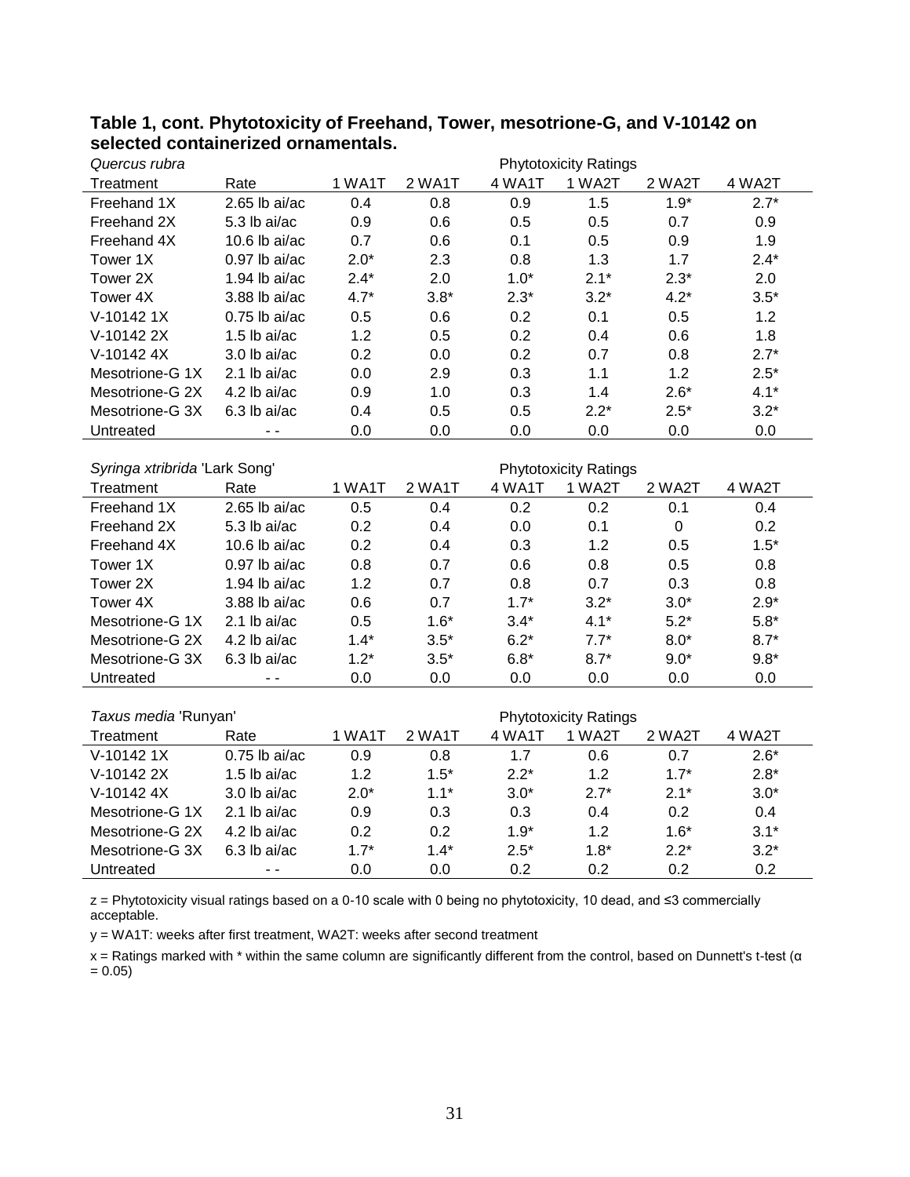**Table 1, cont. Phytotoxicity of Freehand, Tower, mesotrione-G, and V-10142 on selected containerized ornamentals.**

| *Quercus rubra* | | Phytotoxicity Ratings | | | | | |
|---|---|---|---|---|---|---|---|
| Treatment | Rate | 1 WA1T | 2 WA1T | 4 WA1T | 1 WA2T | 2 WA2T | 4 WA2T |
| Freehand 1X | 2.65 lb ai/ac | 0.4 | 0.8 | 0.9 | 1.5 | 1.9* | 2.7* |
| Freehand 2X | 5.3 lb ai/ac | 0.9 | 0.6 | 0.5 | 0.5 | 0.7 | 0.9 |
| Freehand 4X | 10.6 lb ai/ac | 0.7 | 0.6 | 0.1 | 0.5 | 0.9 | 1.9 |
| Tower 1X | 0.97 lb ai/ac | 2.0* | 2.3 | 0.8 | 1.3 | 1.7 | 2.4* |
| Tower 2X | 1.94 lb ai/ac | 2.4* | 2.0 | 1.0* | 2.1* | 2.3* | 2.0 |
| Tower 4X | 3.88 lb ai/ac | 4.7* | 3.8* | 2.3* | 3.2* | 4.2* | 3.5* |
| V-10142 1X | 0.75 lb ai/ac | 0.5 | 0.6 | 0.2 | 0.1 | 0.5 | 1.2 |
| V-10142 2X | 1.5 lb ai/ac | 1.2 | 0.5 | 0.2 | 0.4 | 0.6 | 1.8 |
| V-10142 4X | 3.0 lb ai/ac | 0.2 | 0.0 | 0.2 | 0.7 | 0.8 | 2.7* |
| Mesotrione-G 1X | 2.1 lb ai/ac | 0.0 | 2.9 | 0.3 | 1.1 | 1.2 | 2.5* |
| Mesotrione-G 2X | 4.2 lb ai/ac | 0.9 | 1.0 | 0.3 | 1.4 | 2.6* | 4.1* |
| Mesotrione-G 3X | 6.3 lb ai/ac | 0.4 | 0.5 | 0.5 | 2.2* | 2.5* | 3.2* |
| Untreated | - - | 0.0 | 0.0 | 0.0 | 0.0 | 0.0 | 0.0 |

| *Syringa xtribrida* 'Lark Song' | | Phytotoxicity Ratings | | | | | |
|---|---|---|---|---|---|---|---|
| Treatment | Rate | 1 WA1T | 2 WA1T | 4 WA1T | 1 WA2T | 2 WA2T | 4 WA2T |
| Freehand 1X | 2.65 lb ai/ac | 0.5 | 0.4 | 0.2 | 0.2 | 0.1 | 0.4 |
| Freehand 2X | 5.3 lb ai/ac | 0.2 | 0.4 | 0.0 | 0.1 | 0 | 0.2 |
| Freehand 4X | 10.6 lb ai/ac | 0.2 | 0.4 | 0.3 | 1.2 | 0.5 | 1.5* |
| Tower 1X | 0.97 lb ai/ac | 0.8 | 0.7 | 0.6 | 0.8 | 0.5 | 0.8 |
| Tower 2X | 1.94 lb ai/ac | 1.2 | 0.7 | 0.8 | 0.7 | 0.3 | 0.8 |
| Tower 4X | 3.88 lb ai/ac | 0.6 | 0.7 | 1.7* | 3.2* | 3.0* | 2.9* |
| Mesotrione-G 1X | 2.1 lb ai/ac | 0.5 | 1.6* | 3.4* | 4.1* | 5.2* | 5.8* |
| Mesotrione-G 2X | 4.2 lb ai/ac | 1.4* | 3.5* | 6.2* | 7.7* | 8.0* | 8.7* |
| Mesotrione-G 3X | 6.3 lb ai/ac | 1.2* | 3.5* | 6.8* | 8.7* | 9.0* | 9.8* |
| Untreated | - - | 0.0 | 0.0 | 0.0 | 0.0 | 0.0 | 0.0 |

| *Taxus media* 'Runyan' | | Phytotoxicity Ratings | | | | | |
|---|---|---|---|---|---|---|---|
| Treatment | Rate | 1 WA1T | 2 WA1T | 4 WA1T | 1 WA2T | 2 WA2T | 4 WA2T |
| V-10142 1X | 0.75 lb ai/ac | 0.9 | 0.8 | 1.7 | 0.6 | 0.7 | 2.6* |
| V-10142 2X | 1.5 lb ai/ac | 1.2 | 1.5* | 2.2* | 1.2 | 1.7* | 2.8* |
| V-10142 4X | 3.0 lb ai/ac | 2.0* | 1.1* | 3.0* | 2.7* | 2.1* | 3.0* |
| Mesotrione-G 1X | 2.1 lb ai/ac | 0.9 | 0.3 | 0.3 | 0.4 | 0.2 | 0.4 |
| Mesotrione-G 2X | 4.2 lb ai/ac | 0.2 | 0.2 | 1.9* | 1.2 | 1.6* | 3.1* |
| Mesotrione-G 3X | 6.3 lb ai/ac | 1.7* | 1.4* | 2.5* | 1.8* | 2.2* | 3.2* |
| Untreated | - - | 0.0 | 0.0 | 0.2 | 0.2 | 0.2 | 0.2 |

z = Phytotoxicity visual ratings based on a 0-10 scale with 0 being no phytotoxicity, 10 dead, and ≤3 commercially acceptable.

y = WA1T: weeks after first treatment, WA2T: weeks after second treatment

x = Ratings marked with * within the same column are significantly different from the control, based on Dunnett's t-test ($\alpha = 0.05$)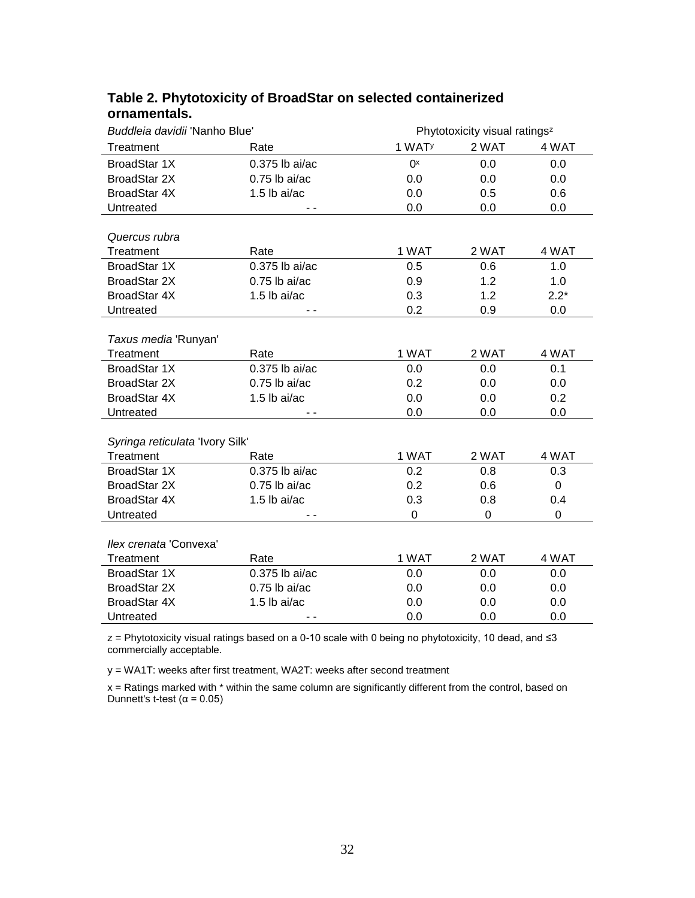**Table 2. Phytotoxicity of BroadStar on selected containerized ornamentals.**

| *Buddleia davidii* 'Nanho Blue' | | Phytotoxicity visual ratings[z] | | |
|---|---|---|---|---|
| Treatment | Rate | 1 WAT[y] | 2 WAT | 4 WAT |
| BroadStar 1X | 0.375 lb ai/ac | 0[x] | 0.0 | 0.0 |
| BroadStar 2X | 0.75 lb ai/ac | 0.0 | 0.0 | 0.0 |
| BroadStar 4X | 1.5 lb ai/ac | 0.0 | 0.5 | 0.6 |
| Untreated | - - | 0.0 | 0.0 | 0.0 |

| *Quercus rubra* | | | | |
|---|---|---|---|---|
| Treatment | Rate | 1 WAT | 2 WAT | 4 WAT |
| BroadStar 1X | 0.375 lb ai/ac | 0.5 | 0.6 | 1.0 |
| BroadStar 2X | 0.75 lb ai/ac | 0.9 | 1.2 | 1.0 |
| BroadStar 4X | 1.5 lb ai/ac | 0.3 | 1.2 | 2.2* |
| Untreated | - - | 0.2 | 0.9 | 0.0 |

| *Taxus media* 'Runyan' | | | | |
|---|---|---|---|---|
| Treatment | Rate | 1 WAT | 2 WAT | 4 WAT |
| BroadStar 1X | 0.375 lb ai/ac | 0.0 | 0.0 | 0.1 |
| BroadStar 2X | 0.75 lb ai/ac | 0.2 | 0.0 | 0.0 |
| BroadStar 4X | 1.5 lb ai/ac | 0.0 | 0.0 | 0.2 |
| Untreated | - - | 0.0 | 0.0 | 0.0 |

| *Syringa reticulata* 'Ivory Silk' | | | | |
|---|---|---|---|---|
| Treatment | Rate | 1 WAT | 2 WAT | 4 WAT |
| BroadStar 1X | 0.375 lb ai/ac | 0.2 | 0.8 | 0.3 |
| BroadStar 2X | 0.75 lb ai/ac | 0.2 | 0.6 | 0 |
| BroadStar 4X | 1.5 lb ai/ac | 0.3 | 0.8 | 0.4 |
| Untreated | - - | 0 | 0 | 0 |

| *Ilex crenata* 'Convexa' | | | | |
|---|---|---|---|---|
| Treatment | Rate | 1 WAT | 2 WAT | 4 WAT |
| BroadStar 1X | 0.375 lb ai/ac | 0.0 | 0.0 | 0.0 |
| BroadStar 2X | 0.75 lb ai/ac | 0.0 | 0.0 | 0.0 |
| BroadStar 4X | 1.5 lb ai/ac | 0.0 | 0.0 | 0.0 |
| Untreated | - - | 0.0 | 0.0 | 0.0 |

z = Phytotoxicity visual ratings based on a 0-10 scale with 0 being no phytotoxicity, 10 dead, and ≤3 commercially acceptable.

y = WA1T: weeks after first treatment, WA2T: weeks after second treatment

x = Ratings marked with * within the same column are significantly different from the control, based on Dunnett's t-test ($\alpha = 0.05$)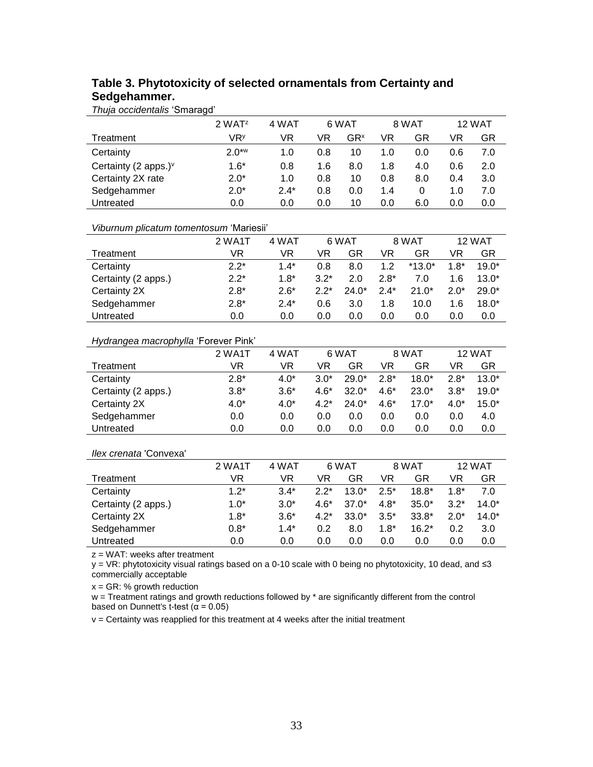## Table 3. Phytotoxicity of selected ornamentals from Certainty and Sedgehammer.

*Thuja occidentalis* 'Smaragd'

| | 2 WAT[z] | 4 WAT | 6 WAT | | 8 WAT | | 12 WAT | |
|---|---|---|---|---|---|---|---|---|
| Treatment | VR[y] | VR | VR | GR[x] | VR | GR | VR | GR |
| Certainty | 2.0*[w] | 1.0 | 0.8 | 10 | 1.0 | 0.0 | 0.6 | 7.0 |
| Certainty (2 apps.)[v] | 1.6* | 0.8 | 1.6 | 8.0 | 1.8 | 4.0 | 0.6 | 2.0 |
| Certainty 2X rate | 2.0* | 1.0 | 0.8 | 10 | 0.8 | 8.0 | 0.4 | 3.0 |
| Sedgehammer | 2.0* | 2.4* | 0.8 | 0.0 | 1.4 | 0 | 1.0 | 7.0 |
| Untreated | 0.0 | 0.0 | 0.0 | 10 | 0.0 | 6.0 | 0.0 | 0.0 |

*Viburnum plicatum tomentosum* 'Mariesii'

| | 2 WA1T | 4 WAT | 6 WAT | | 8 WAT | | 12 WAT | |
|---|---|---|---|---|---|---|---|---|
| Treatment | VR | VR | VR | GR | VR | GR | VR | GR |
| Certainty | 2.2* | 1.4* | 0.8 | 8.0 | 1.2 | *13.0* | 1.8* | 19.0* |
| Certainty (2 apps.) | 2.2* | 1.8* | 3.2* | 2.0 | 2.8* | 7.0 | 1.6 | 13.0* |
| Certainty 2X | 2.8* | 2.6* | 2.2* | 24.0* | 2.4* | 21.0* | 2.0* | 29.0* |
| Sedgehammer | 2.8* | 2.4* | 0.6 | 3.0 | 1.8 | 10.0 | 1.6 | 18.0* |
| Untreated | 0.0 | 0.0 | 0.0 | 0.0 | 0.0 | 0.0 | 0.0 | 0.0 |

*Hydrangea macrophylla* 'Forever Pink'

| | 2 WA1T | 4 WAT | 6 WAT | | 8 WAT | | 12 WAT | |
|---|---|---|---|---|---|---|---|---|
| Treatment | VR | VR | VR | GR | VR | GR | VR | GR |
| Certainty | 2.8* | 4.0* | 3.0* | 29.0* | 2.8* | 18.0* | 2.8* | 13.0* |
| Certainty (2 apps.) | 3.8* | 3.6* | 4.6* | 32.0* | 4.6* | 23.0* | 3.8* | 19.0* |
| Certainty 2X | 4.0* | 4.0* | 4.2* | 24.0* | 4.6* | 17.0* | 4.0* | 15.0* |
| Sedgehammer | 0.0 | 0.0 | 0.0 | 0.0 | 0.0 | 0.0 | 0.0 | 4.0 |
| Untreated | 0.0 | 0.0 | 0.0 | 0.0 | 0.0 | 0.0 | 0.0 | 0.0 |

*Ilex crenata* 'Convexa'

| | 2 WA1T | 4 WAT | 6 WAT | | 8 WAT | | 12 WAT | |
|---|---|---|---|---|---|---|---|---|
| Treatment | VR | VR | VR | GR | VR | GR | VR | GR |
| Certainty | 1.2* | 3.4* | 2.2* | 13.0* | 2.5* | 18.8* | 1.8* | 7.0 |
| Certainty (2 apps.) | 1.0* | 3.0* | 4.6* | 37.0* | 4.8* | 35.0* | 3.2* | 14.0* |
| Certainty 2X | 1.8* | 3.6* | 4.2* | 33.0* | 3.5* | 33.8* | 2.0* | 14.0* |
| Sedgehammer | 0.8* | 1.4* | 0.2 | 8.0 | 1.8* | 16.2* | 0.2 | 3.0 |
| Untreated | 0.0 | 0.0 | 0.0 | 0.0 | 0.0 | 0.0 | 0.0 | 0.0 |

z = WAT: weeks after treatment

y = VR: phytotoxicity visual ratings based on a 0-10 scale with 0 being no phytotoxicity, 10 dead, and ≤3 commercially acceptable

x = GR: % growth reduction

w = Treatment ratings and growth reductions followed by * are significantly different from the control based on Dunnett's t-test (α = 0.05)

v = Certainty was reapplied for this treatment at 4 weeks after the initial treatment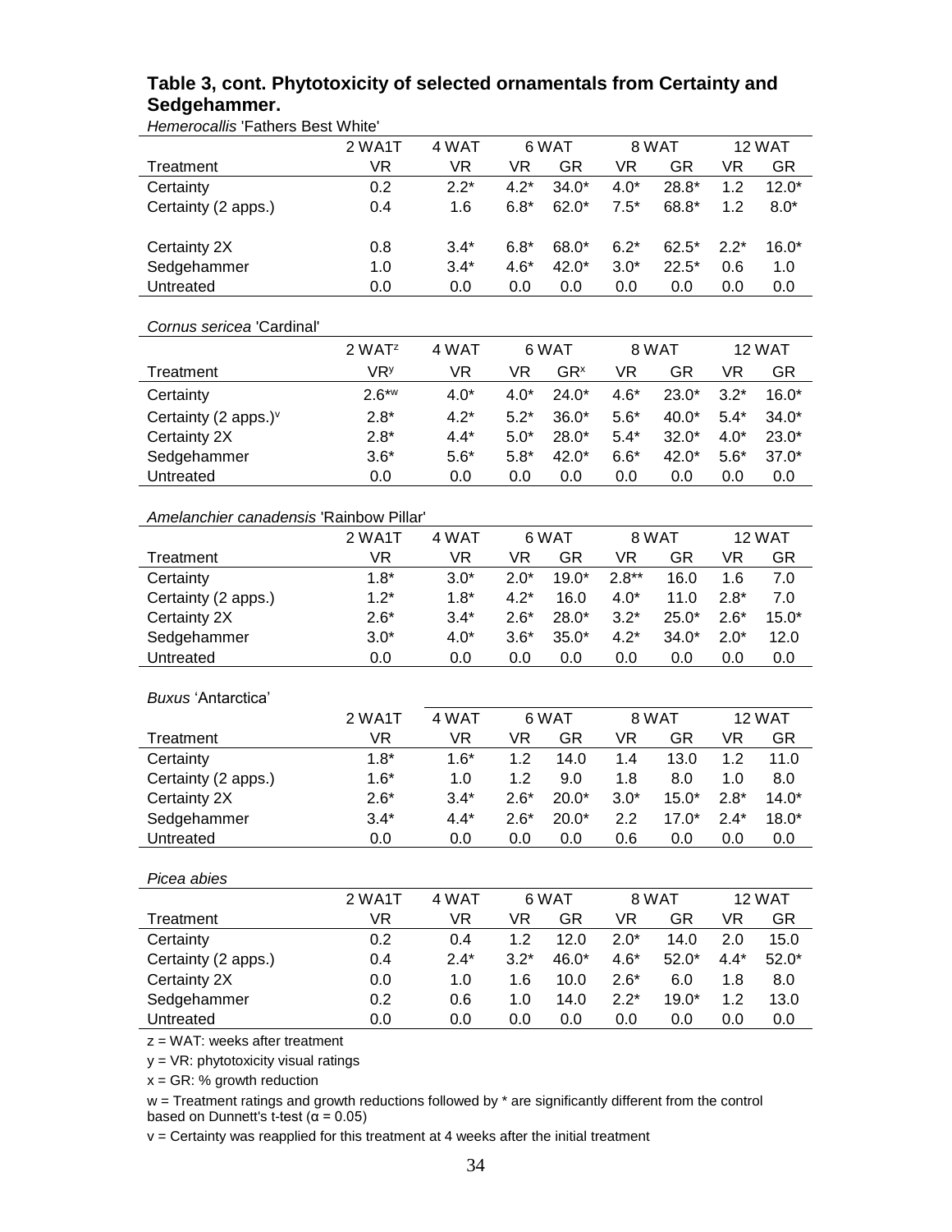### Table 3, cont. Phytotoxicity of selected ornamentals from Certainty and Sedgehammer.

*Hemerocallis* 'Fathers Best White'

| | 2 WA1T | 4 WAT | 6 WAT | | 8 WAT | | 12 WAT | |
|---|---|---|---|---|---|---|---|---|
| Treatment | VR | VR | VR | GR | VR | GR | VR | GR |
| Certainty | 0.2 | 2.2* | 4.2* | 34.0* | 4.0* | 28.8* | 1.2 | 12.0* |
| Certainty (2 apps.) | 0.4 | 1.6 | 6.8* | 62.0* | 7.5* | 68.8* | 1.2 | 8.0* |
| Certainty 2X | 0.8 | 3.4* | 6.8* | 68.0* | 6.2* | 62.5* | 2.2* | 16.0* |
| Sedgehammer | 1.0 | 3.4* | 4.6* | 42.0* | 3.0* | 22.5* | 0.6 | 1.0 |
| Untreated | 0.0 | 0.0 | 0.0 | 0.0 | 0.0 | 0.0 | 0.0 | 0.0 |

*Cornus sericea* 'Cardinal'

| | 2 WAT[z] | 4 WAT | 6 WAT | | 8 WAT | | 12 WAT | |
|---|---|---|---|---|---|---|---|---|
| Treatment | VR[y] | VR | VR | GR[x] | VR | GR | VR | GR |
| Certainty | 2.6*[w] | 4.0* | 4.0* | 24.0* | 4.6* | 23.0* | 3.2* | 16.0* |
| Certainty (2 apps.)[v] | 2.8* | 4.2* | 5.2* | 36.0* | 5.6* | 40.0* | 5.4* | 34.0* |
| Certainty 2X | 2.8* | 4.4* | 5.0* | 28.0* | 5.4* | 32.0* | 4.0* | 23.0* |
| Sedgehammer | 3.6* | 5.6* | 5.8* | 42.0* | 6.6* | 42.0* | 5.6* | 37.0* |
| Untreated | 0.0 | 0.0 | 0.0 | 0.0 | 0.0 | 0.0 | 0.0 | 0.0 |

*Amelanchier canadensis* 'Rainbow Pillar'

| | 2 WA1T | 4 WAT | 6 WAT | | 8 WAT | | 12 WAT | |
|---|---|---|---|---|---|---|---|---|
| Treatment | VR | VR | VR | GR | VR | GR | VR | GR |
| Certainty | 1.8* | 3.0* | 2.0* | 19.0* | 2.8** | 16.0 | 1.6 | 7.0 |
| Certainty (2 apps.) | 1.2* | 1.8* | 4.2* | 16.0 | 4.0* | 11.0 | 2.8* | 7.0 |
| Certainty 2X | 2.6* | 3.4* | 2.6* | 28.0* | 3.2* | 25.0* | 2.6* | 15.0* |
| Sedgehammer | 3.0* | 4.0* | 3.6* | 35.0* | 4.2* | 34.0* | 2.0* | 12.0 |
| Untreated | 0.0 | 0.0 | 0.0 | 0.0 | 0.0 | 0.0 | 0.0 | 0.0 |

*Buxus* 'Antarctica'

| | 2 WA1T | 4 WAT | 6 WAT | | 8 WAT | | 12 WAT | |
|---|---|---|---|---|---|---|---|---|
| Treatment | VR | VR | VR | GR | VR | GR | VR | GR |
| Certainty | 1.8* | 1.6* | 1.2 | 14.0 | 1.4 | 13.0 | 1.2 | 11.0 |
| Certainty (2 apps.) | 1.6* | 1.0 | 1.2 | 9.0 | 1.8 | 8.0 | 1.0 | 8.0 |
| Certainty 2X | 2.6* | 3.4* | 2.6* | 20.0* | 3.0* | 15.0* | 2.8* | 14.0* |
| Sedgehammer | 3.4* | 4.4* | 2.6* | 20.0* | 2.2 | 17.0* | 2.4* | 18.0* |
| Untreated | 0.0 | 0.0 | 0.0 | 0.0 | 0.6 | 0.0 | 0.0 | 0.0 |

*Picea abies*

| | 2 WA1T | 4 WAT | 6 WAT | | 8 WAT | | 12 WAT | |
|---|---|---|---|---|---|---|---|---|
| Treatment | VR | VR | VR | GR | VR | GR | VR | GR |
| Certainty | 0.2 | 0.4 | 1.2 | 12.0 | 2.0* | 14.0 | 2.0 | 15.0 |
| Certainty (2 apps.) | 0.4 | 2.4* | 3.2* | 46.0* | 4.6* | 52.0* | 4.4* | 52.0* |
| Certainty 2X | 0.0 | 1.0 | 1.6 | 10.0 | 2.6* | 6.0 | 1.8 | 8.0 |
| Sedgehammer | 0.2 | 0.6 | 1.0 | 14.0 | 2.2* | 19.0* | 1.2 | 13.0 |
| Untreated | 0.0 | 0.0 | 0.0 | 0.0 | 0.0 | 0.0 | 0.0 | 0.0 |

z = WAT: weeks after treatment

y = VR: phytotoxicity visual ratings

x = GR: % growth reduction

w = Treatment ratings and growth reductions followed by * are significantly different from the control based on Dunnett's t-test (α = 0.05)

v = Certainty was reapplied for this treatment at 4 weeks after the initial treatment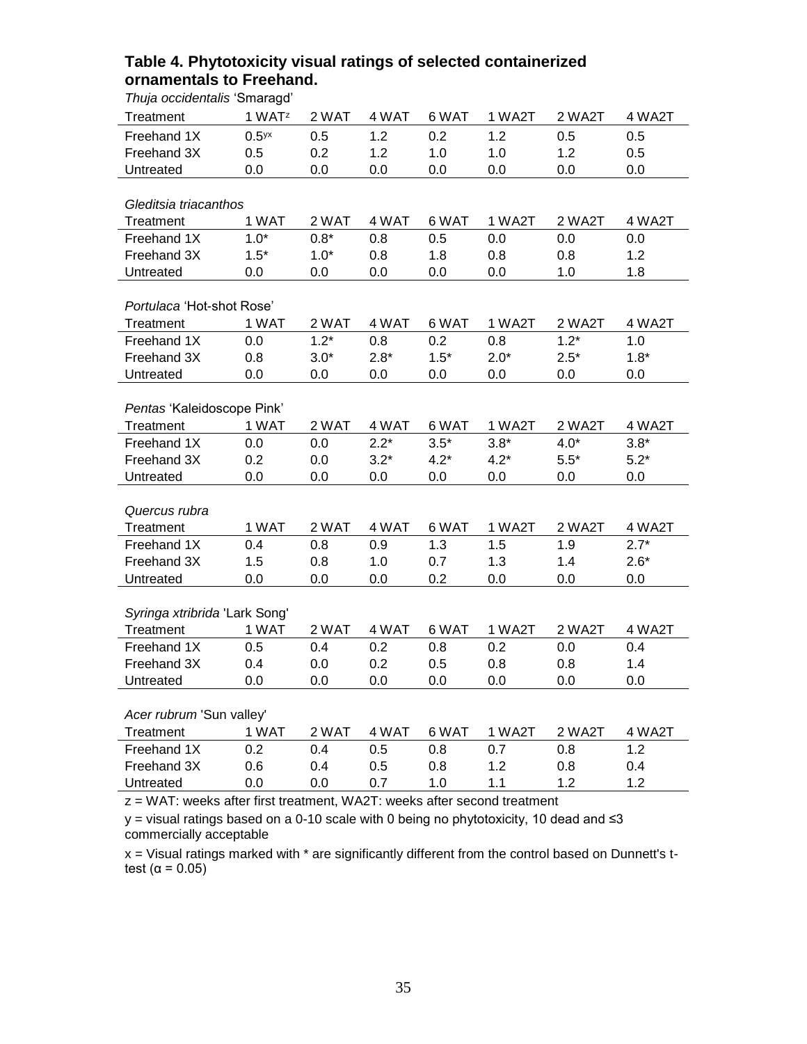**Table 4. Phytotoxicity visual ratings of selected containerized ornamentals to Freehand.**

*Thuja occidentalis* 'Smaragd'

| Treatment | 1 WAT[z] | 2 WAT | 4 WAT | 6 WAT | 1 WA2T | 2 WA2T | 4 WA2T |
|---|---|---|---|---|---|---|---|
| Freehand 1X | 0.5[yx] | 0.5 | 1.2 | 0.2 | 1.2 | 0.5 | 0.5 |
| Freehand 3X | 0.5 | 0.2 | 1.2 | 1.0 | 1.0 | 1.2 | 0.5 |
| Untreated | 0.0 | 0.0 | 0.0 | 0.0 | 0.0 | 0.0 | 0.0 |

*Gleditsia triacanthos*

| Treatment | 1 WAT | 2 WAT | 4 WAT | 6 WAT | 1 WA2T | 2 WA2T | 4 WA2T |
|---|---|---|---|---|---|---|---|
| Freehand 1X | 1.0* | 0.8* | 0.8 | 0.5 | 0.0 | 0.0 | 0.0 |
| Freehand 3X | 1.5* | 1.0* | 0.8 | 1.8 | 0.8 | 0.8 | 1.2 |
| Untreated | 0.0 | 0.0 | 0.0 | 0.0 | 0.0 | 1.0 | 1.8 |

*Portulaca* 'Hot-shot Rose'

| Treatment | 1 WAT | 2 WAT | 4 WAT | 6 WAT | 1 WA2T | 2 WA2T | 4 WA2T |
|---|---|---|---|---|---|---|---|
| Freehand 1X | 0.0 | 1.2* | 0.8 | 0.2 | 0.8 | 1.2* | 1.0 |
| Freehand 3X | 0.8 | 3.0* | 2.8* | 1.5* | 2.0* | 2.5* | 1.8* |
| Untreated | 0.0 | 0.0 | 0.0 | 0.0 | 0.0 | 0.0 | 0.0 |

*Pentas* 'Kaleidoscope Pink'

| Treatment | 1 WAT | 2 WAT | 4 WAT | 6 WAT | 1 WA2T | 2 WA2T | 4 WA2T |
|---|---|---|---|---|---|---|---|
| Freehand 1X | 0.0 | 0.0 | 2.2* | 3.5* | 3.8* | 4.0* | 3.8* |
| Freehand 3X | 0.2 | 0.0 | 3.2* | 4.2* | 4.2* | 5.5* | 5.2* |
| Untreated | 0.0 | 0.0 | 0.0 | 0.0 | 0.0 | 0.0 | 0.0 |

*Quercus rubra*

| Treatment | 1 WAT | 2 WAT | 4 WAT | 6 WAT | 1 WA2T | 2 WA2T | 4 WA2T |
|---|---|---|---|---|---|---|---|
| Freehand 1X | 0.4 | 0.8 | 0.9 | 1.3 | 1.5 | 1.9 | 2.7* |
| Freehand 3X | 1.5 | 0.8 | 1.0 | 0.7 | 1.3 | 1.4 | 2.6* |
| Untreated | 0.0 | 0.0 | 0.0 | 0.2 | 0.0 | 0.0 | 0.0 |

*Syringa xtribrida* 'Lark Song'

| Treatment | 1 WAT | 2 WAT | 4 WAT | 6 WAT | 1 WA2T | 2 WA2T | 4 WA2T |
|---|---|---|---|---|---|---|---|
| Freehand 1X | 0.5 | 0.4 | 0.2 | 0.8 | 0.2 | 0.0 | 0.4 |
| Freehand 3X | 0.4 | 0.0 | 0.2 | 0.5 | 0.8 | 0.8 | 1.4 |
| Untreated | 0.0 | 0.0 | 0.0 | 0.0 | 0.0 | 0.0 | 0.0 |

*Acer rubrum* 'Sun valley'

| Treatment | 1 WAT | 2 WAT | 4 WAT | 6 WAT | 1 WA2T | 2 WA2T | 4 WA2T |
|---|---|---|---|---|---|---|---|
| Freehand 1X | 0.2 | 0.4 | 0.5 | 0.8 | 0.7 | 0.8 | 1.2 |
| Freehand 3X | 0.6 | 0.4 | 0.5 | 0.8 | 1.2 | 0.8 | 0.4 |
| Untreated | 0.0 | 0.0 | 0.7 | 1.0 | 1.1 | 1.2 | 1.2 |

z = WAT: weeks after first treatment, WA2T: weeks after second treatment

y = visual ratings based on a 0-10 scale with 0 being no phytotoxicity, 10 dead and ≤3 commercially acceptable

x = Visual ratings marked with * are significantly different from the control based on Dunnett's t-test ($\alpha = 0.05$)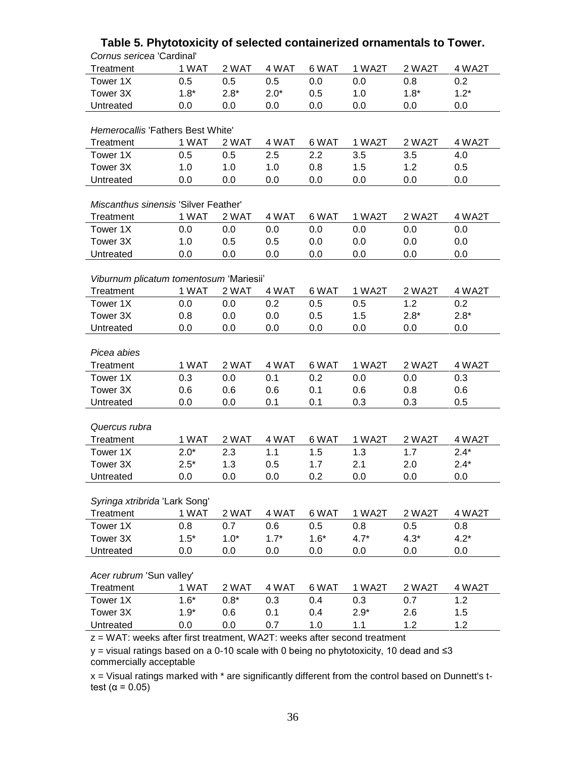## Table 5. Phytotoxicity of selected containerized ornamentals to Tower.

*Cornus sericea* 'Cardinal'

| Treatment | 1 WAT | 2 WAT | 4 WAT | 6 WAT | 1 WA2T | 2 WA2T | 4 WA2T |
|---|---|---|---|---|---|---|---|
| Tower 1X | 0.5 | 0.5 | 0.5 | 0.0 | 0.0 | 0.8 | 0.2 |
| Tower 3X | 1.8* | 2.8* | 2.0* | 0.5 | 1.0 | 1.8* | 1.2* |
| Untreated | 0.0 | 0.0 | 0.0 | 0.0 | 0.0 | 0.0 | 0.0 |

*Hemerocallis* 'Fathers Best White'

| Treatment | 1 WAT | 2 WAT | 4 WAT | 6 WAT | 1 WA2T | 2 WA2T | 4 WA2T |
|---|---|---|---|---|---|---|---|
| Tower 1X | 0.5 | 0.5 | 2.5 | 2.2 | 3.5 | 3.5 | 4.0 |
| Tower 3X | 1.0 | 1.0 | 1.0 | 0.8 | 1.5 | 1.2 | 0.5 |
| Untreated | 0.0 | 0.0 | 0.0 | 0.0 | 0.0 | 0.0 | 0.0 |

*Miscanthus sinensis* 'Silver Feather'

| Treatment | 1 WAT | 2 WAT | 4 WAT | 6 WAT | 1 WA2T | 2 WA2T | 4 WA2T |
|---|---|---|---|---|---|---|---|
| Tower 1X | 0.0 | 0.0 | 0.0 | 0.0 | 0.0 | 0.0 | 0.0 |
| Tower 3X | 1.0 | 0.5 | 0.5 | 0.0 | 0.0 | 0.0 | 0.0 |
| Untreated | 0.0 | 0.0 | 0.0 | 0.0 | 0.0 | 0.0 | 0.0 |

*Viburnum plicatum tomentosum* 'Mariesii'

| Treatment | 1 WAT | 2 WAT | 4 WAT | 6 WAT | 1 WA2T | 2 WA2T | 4 WA2T |
|---|---|---|---|---|---|---|---|
| Tower 1X | 0.0 | 0.0 | 0.2 | 0.5 | 0.5 | 1.2 | 0.2 |
| Tower 3X | 0.8 | 0.0 | 0.0 | 0.5 | 1.5 | 2.8* | 2.8* |
| Untreated | 0.0 | 0.0 | 0.0 | 0.0 | 0.0 | 0.0 | 0.0 |

*Picea abies*

| Treatment | 1 WAT | 2 WAT | 4 WAT | 6 WAT | 1 WA2T | 2 WA2T | 4 WA2T |
|---|---|---|---|---|---|---|---|
| Tower 1X | 0.3 | 0.0 | 0.1 | 0.2 | 0.0 | 0.0 | 0.3 |
| Tower 3X | 0.6 | 0.6 | 0.6 | 0.1 | 0.6 | 0.8 | 0.6 |
| Untreated | 0.0 | 0.0 | 0.1 | 0.1 | 0.3 | 0.3 | 0.5 |

*Quercus rubra*

| Treatment | 1 WAT | 2 WAT | 4 WAT | 6 WAT | 1 WA2T | 2 WA2T | 4 WA2T |
|---|---|---|---|---|---|---|---|
| Tower 1X | 2.0* | 2.3 | 1.1 | 1.5 | 1.3 | 1.7 | 2.4* |
| Tower 3X | 2.5* | 1.3 | 0.5 | 1.7 | 2.1 | 2.0 | 2.4* |
| Untreated | 0.0 | 0.0 | 0.0 | 0.2 | 0.0 | 0.0 | 0.0 |

*Syringa xtribrida* 'Lark Song'

| Treatment | 1 WAT | 2 WAT | 4 WAT | 6 WAT | 1 WA2T | 2 WA2T | 4 WA2T |
|---|---|---|---|---|---|---|---|
| Tower 1X | 0.8 | 0.7 | 0.6 | 0.5 | 0.8 | 0.5 | 0.8 |
| Tower 3X | 1.5* | 1.0* | 1.7* | 1.6* | 4.7* | 4.3* | 4.2* |
| Untreated | 0.0 | 0.0 | 0.0 | 0.0 | 0.0 | 0.0 | 0.0 |

*Acer rubrum* 'Sun valley'

| Treatment | 1 WAT | 2 WAT | 4 WAT | 6 WAT | 1 WA2T | 2 WA2T | 4 WA2T |
|---|---|---|---|---|---|---|---|
| Tower 1X | 1.6* | 0.8* | 0.3 | 0.4 | 0.3 | 0.7 | 1.2 |
| Tower 3X | 1.9* | 0.6 | 0.1 | 0.4 | 2.9* | 2.6 | 1.5 |
| Untreated | 0.0 | 0.0 | 0.7 | 1.0 | 1.1 | 1.2 | 1.2 |

z = WAT: weeks after first treatment, WA2T: weeks after second treatment

y = visual ratings based on a 0-10 scale with 0 being no phytotoxicity, 10 dead and ≤3 commercially acceptable

x = Visual ratings marked with * are significantly different from the control based on Dunnett's t-test ($\alpha = 0.05$)